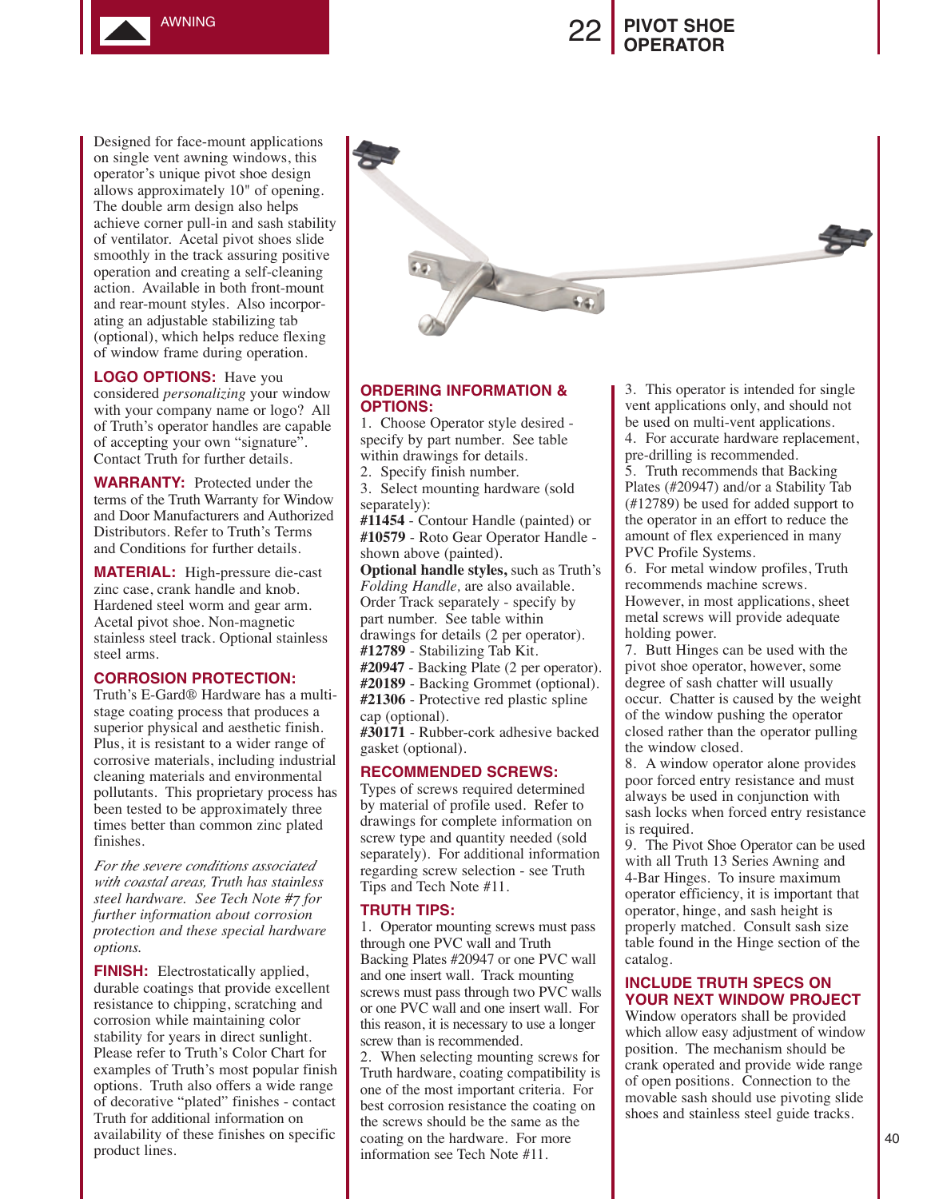# 22 PIVOT SHOE OPERATOR

Designed for face-mount applications on single vent awning windows, this operator's unique pivot shoe design allows approximately 10" of opening. The double arm design also helps achieve corner pull-in and sash stability of ventilator. Acetal pivot shoes slide smoothly in the track assuring positive operation and creating a self-cleaning action. Available in both front-mount and rear-mount styles. Also incorporating an adjustable stabilizing tab (optional), which helps reduce flexing of window frame during operation.

**LOGO OPTIONS:** Have you considered *personalizing* your window with your company name or logo? All of Truth's operator handles are capable of accepting your own "signature". Contact Truth for further details.

**WARRANTY:** Protected under the terms of the Truth Warranty for Window and Door Manufacturers and Authorized Distributors. Refer to Truth's Terms and Conditions for further details.

**MATERIAL:** High-pressure die-cast zinc case, crank handle and knob. Hardened steel worm and gear arm. Acetal pivot shoe. Non-magnetic stainless steel track. Optional stainless steel arms.

**CORROSION PROTECTION:** Truth's E-Gard® Hardware has a multi-stage coating process that produces a superior physical and aesthetic finish. Plus, it is resistant to a wider range of corrosive materials, including industrial cleaning materials and environmental pollutants. This proprietary process has been tested to be approximately three times better than common zinc plated finishes.

*For the severe conditions associated with coastal areas, Truth has stainless steel hardware. See Tech Note #7 for further information about corrosion protection and these special hardware options.*

**FINISH:** Electrostatically applied, durable coatings that provide excellent resistance to chipping, scratching and corrosion while maintaining color stability for years in direct sunlight. Please refer to Truth's Color Chart for examples of Truth's most popular finish options. Truth also offers a wide range of decorative "plated" finishes - contact Truth for additional information on availability of these finishes on specific product lines.

## ORDERING INFORMATION & OPTIONS:

1. Choose Operator style desired - specify by part number. See table within drawings for details.
2. Specify finish number.
3. Select mounting hardware (sold separately):

**#11454** - Contour Handle (painted) or
**#10579** - Roto Gear Operator Handle - shown above (painted).
**Optional handle styles,** such as Truth's *Folding Handle,* are also available.
Order Track separately - specify by part number. See table within drawings for details (2 per operator).
**#12789** - Stabilizing Tab Kit.
**#20947** - Backing Plate (2 per operator).
**#20189** - Backing Grommet (optional).
**#21306** - Protective red plastic spline cap (optional).
**#30171** - Rubber-cork adhesive backed gasket (optional).

## RECOMMENDED SCREWS:

Types of screws required determined by material of profile used. Refer to drawings for complete information on screw type and quantity needed (sold separately). For additional information regarding screw selection - see Truth Tips and Tech Note #11.

## TRUTH TIPS:

1. Operator mounting screws must pass through one PVC wall and Truth Backing Plates #20947 or one PVC wall and one insert wall. Track mounting screws must pass through two PVC walls or one PVC wall and one insert wall. For this reason, it is necessary to use a longer screw than is recommended.
2. When selecting mounting screws for Truth hardware, coating compatibility is one of the most important criteria. For best corrosion resistance the coating on the screws should be the same as the coating on the hardware. For more information see Tech Note #11.
3. This operator is intended for single vent applications only, and should not be used on multi-vent applications.
4. For accurate hardware replacement, pre-drilling is recommended.
5. Truth recommends that Backing Plates (#20947) and/or a Stability Tab (#12789) be used for added support to the operator in an effort to reduce the amount of flex experienced in many PVC Profile Systems.
6. For metal window profiles, Truth recommends machine screws. However, in most applications, sheet metal screws will provide adequate holding power.
7. Butt Hinges can be used with the pivot shoe operator, however, some degree of sash chatter will usually occur. Chatter is caused by the weight of the window pushing the operator closed rather than the operator pulling the window closed.
8. A window operator alone provides poor forced entry resistance and must always be used in conjunction with sash locks when forced entry resistance is required.
9. The Pivot Shoe Operator can be used with all Truth 13 Series Awning and 4-Bar Hinges. To insure maximum operator efficiency, it is important that operator, hinge, and sash height is properly matched. Consult sash size table found in the Hinge section of the catalog.

## INCLUDE TRUTH SPECS ON YOUR NEXT WINDOW PROJECT

Window operators shall be provided which allow easy adjustment of window position. The mechanism should be crank operated and provide wide range of open positions. Connection to the movable sash should use pivoting slide shoes and stainless steel guide tracks.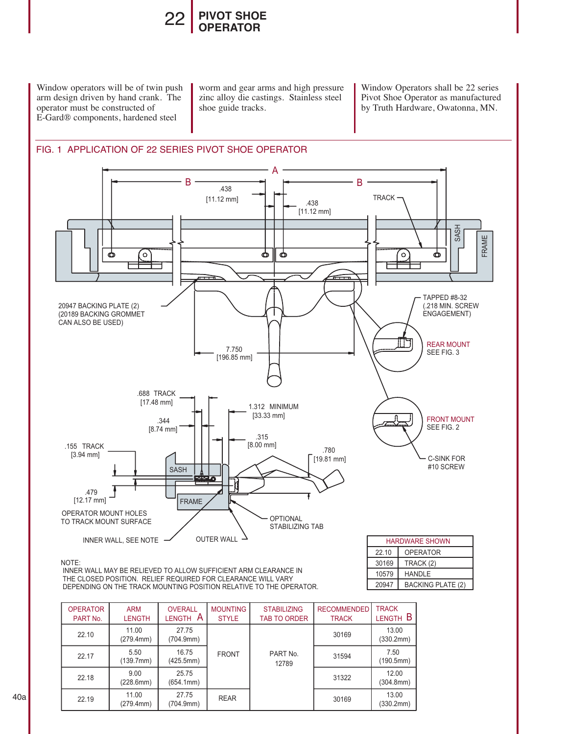# 22 PIVOT SHOE OPERATOR

Window operators will be of twin push arm design driven by hand crank. The operator must be constructed of E-Gard® components, hardened steel worm and gear arms and high pressure zinc alloy die castings. Stainless steel shoe guide tracks.

Window Operators shall be 22 series Pivot Shoe Operator as manufactured by Truth Hardware, Owatonna, MN.

## FIG. 1 APPLICATION OF 22 SERIES PIVOT SHOE OPERATOR

A

B

B

.438 [11.12 mm]

.438 [11.12 mm]

TRACK

SASH

FRAME

20947 BACKING PLATE (2) (20189 BACKING GROMMET CAN ALSO BE USED)

TAPPED #8-32 (.218 MIN. SCREW ENGAGEMENT)

REAR MOUNT SEE FIG. 3

7.750 [196.85 mm]

.688 TRACK [17.48 mm]

.344 [8.74 mm]

1.312 MINIMUM [33.33 mm]

.315 [8.00 mm]

.155 TRACK [3.94 mm]

.780 [19.81 mm]

FRONT MOUNT SEE FIG. 2

C-SINK FOR #10 SCREW

SASH

.479 [12.17 mm]

FRAME

OPERATOR MOUNT HOLES TO TRACK MOUNT SURFACE

OPTIONAL STABILIZING TAB

INNER WALL, SEE NOTE

OUTER WALL

| HARDWARE SHOWN | |
|---|---|
| 22.10 | OPERATOR |
| 30169 | TRACK (2) |
| 10579 | HANDLE |
| 20947 | BACKING PLATE (2) |

NOTE:
INNER WALL MAY BE RELIEVED TO ALLOW SUFFICIENT ARM CLEARANCE IN THE CLOSED POSITION. RELIEF REQUIRED FOR CLEARANCE WILL VARY DEPENDING ON THE TRACK MOUNTING POSITION RELATIVE TO THE OPERATOR.

| OPERATOR PART No. | ARM LENGTH | OVERALL LENGTH A | MOUNTING STYLE | STABILIZING TAB TO ORDER | RECOMMENDED TRACK | TRACK LENGTH B |
|---|---|---|---|---|---|---|
| 22.10 | 11.00 (279.4mm) | 27.75 (704.9mm) | FRONT | PART No. 12789 | 30169 | 13.00 (330.2mm) |
| 22.17 | 5.50 (139.7mm) | 16.75 (425.5mm) | FRONT | PART No. 12789 | 31594 | 7.50 (190.5mm) |
| 22.18 | 9.00 (228.6mm) | 25.75 (654.1mm) | FRONT | PART No. 12789 | 31322 | 12.00 (304.8mm) |
| 22.19 | 11.00 (279.4mm) | 27.75 (704.9mm) | REAR | PART No. 12789 | 30169 | 13.00 (330.2mm) |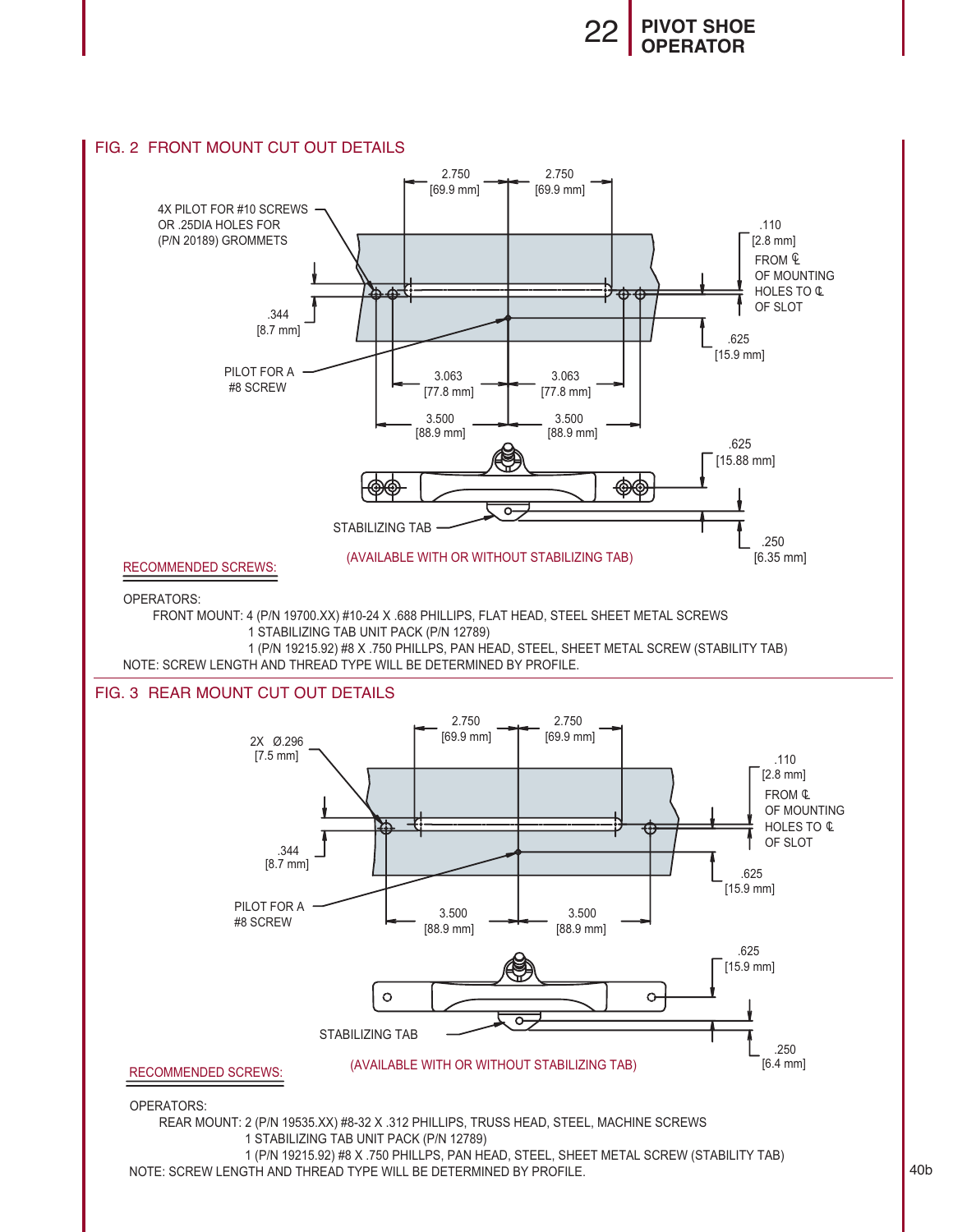## FIG. 2 FRONT MOUNT CUT OUT DETAILS

4X PILOT FOR #10 SCREWS OR .25DIA HOLES FOR (P/N 20189) GROMMETS

2.750 [69.9 mm]

2.750 [69.9 mm]

.110 [2.8 mm] FROM ℄ OF MOUNTING HOLES TO ℄ OF SLOT

.344 [8.7 mm]

.625 [15.9 mm]

PILOT FOR A #8 SCREW

3.063 [77.8 mm]

3.063 [77.8 mm]

3.500 [88.9 mm]

3.500 [88.9 mm]

.625 [15.88 mm]

STABILIZING TAB

.250 [6.35 mm]

(AVAILABLE WITH OR WITHOUT STABILIZING TAB)

RECOMMENDED SCREWS:

OPERATORS:

FRONT MOUNT: 4 (P/N 19700.XX) #10-24 X .688 PHILLIPS, FLAT HEAD, STEEL SHEET METAL SCREWS
1 STABILIZING TAB UNIT PACK (P/N 12789)
1 (P/N 19215.92) #8 X .750 PHILLPS, PAN HEAD, STEEL, SHEET METAL SCREW (STABILITY TAB)

NOTE: SCREW LENGTH AND THREAD TYPE WILL BE DETERMINED BY PROFILE.

## FIG. 3 REAR MOUNT CUT OUT DETAILS

2X Ø.296 [7.5 mm]

2.750 [69.9 mm]

2.750 [69.9 mm]

.110 [2.8 mm] FROM ℄ OF MOUNTING HOLES TO ℄ OF SLOT

.344 [8.7 mm]

.625 [15.9 mm]

PILOT FOR A #8 SCREW

3.500 [88.9 mm]

3.500 [88.9 mm]

.625 [15.9 mm]

STABILIZING TAB

.250 [6.4 mm]

(AVAILABLE WITH OR WITHOUT STABILIZING TAB)

RECOMMENDED SCREWS:

OPERATORS:

REAR MOUNT: 2 (P/N 19535.XX) #8-32 X .312 PHILLIPS, TRUSS HEAD, STEEL, MACHINE SCREWS
1 STABILIZING TAB UNIT PACK (P/N 12789)
1 (P/N 19215.92) #8 X .750 PHILLPS, PAN HEAD, STEEL, SHEET METAL SCREW (STABILITY TAB)

NOTE: SCREW LENGTH AND THREAD TYPE WILL BE DETERMINED BY PROFILE.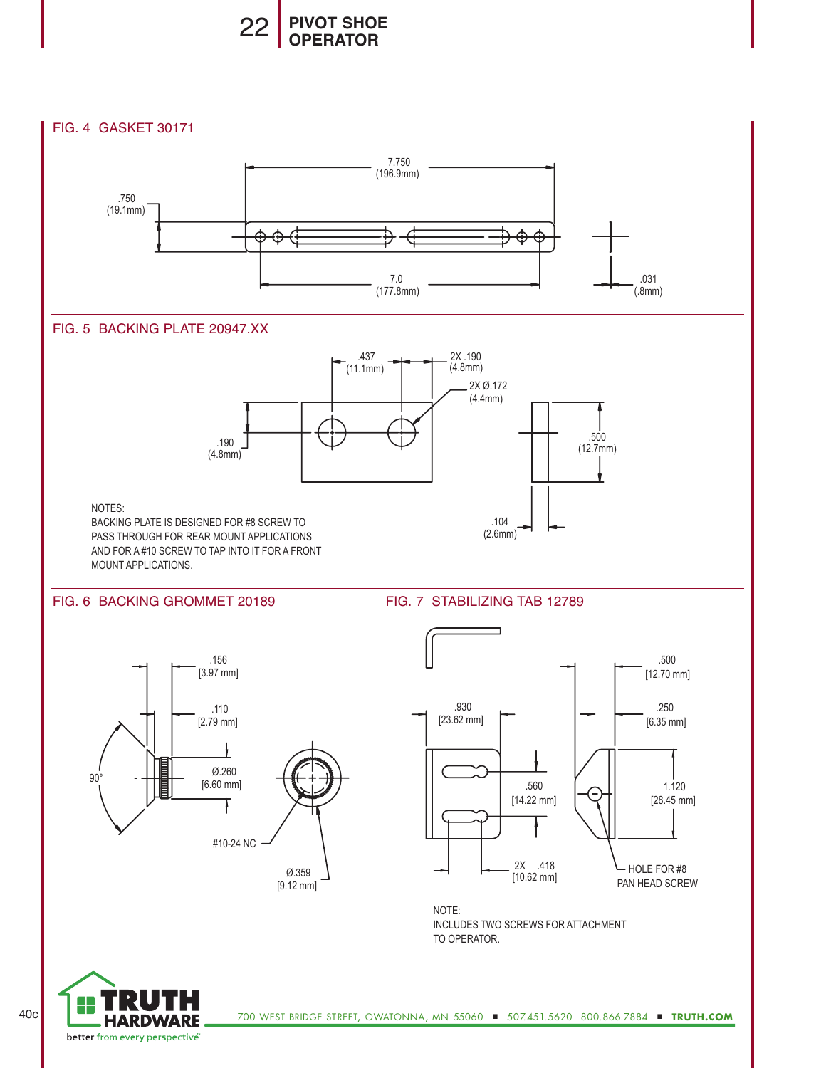## FIG. 4 GASKET 30171

7.750
(196.9mm)

.750
(19.1mm)

7.0
(177.8mm)

.031
(.8mm)

## FIG. 5 BACKING PLATE 20947.XX

.437
(11.1mm)

2X .190
(4.8mm)

2X Ø.172
(4.4mm)

.190
(4.8mm)

.500
(12.7mm)

.104
(2.6mm)

NOTES:
BACKING PLATE IS DESIGNED FOR #8 SCREW TO PASS THROUGH FOR REAR MOUNT APPLICATIONS AND FOR A #10 SCREW TO TAP INTO IT FOR A FRONT MOUNT APPLICATIONS.

## FIG. 6 BACKING GROMMET 20189

.156
[3.97 mm]

.110
[2.79 mm]

90°

Ø.260
[6.60 mm]

#10-24 NC

Ø.359
[9.12 mm]

## FIG. 7 STABILIZING TAB 12789

.930
[23.62 mm]

.500
[12.70 mm]

.250
[6.35 mm]

.560
[14.22 mm]

1.120
[28.45 mm]

2X .418
[10.62 mm]

HOLE FOR #8 PAN HEAD SCREW

NOTE:
INCLUDES TWO SCREWS FOR ATTACHMENT TO OPERATOR.